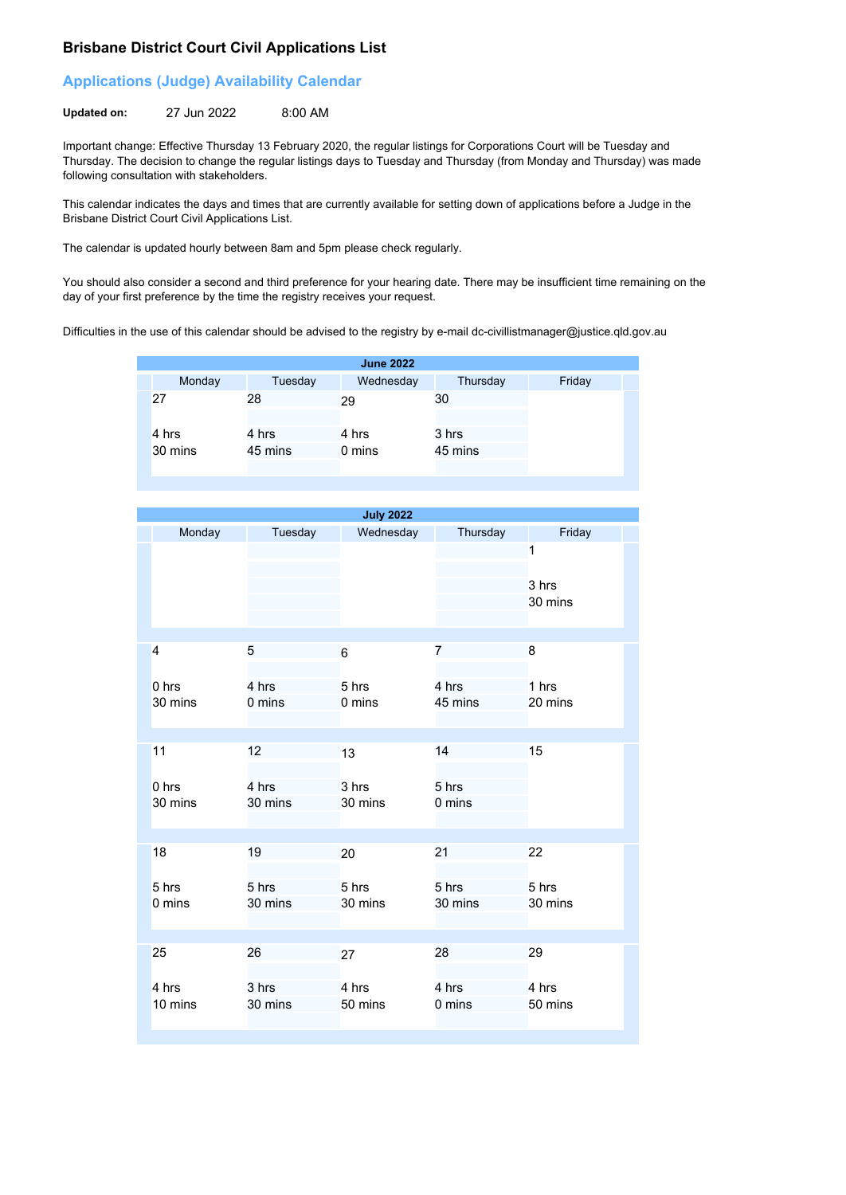# Brisbane District Court Civil Applications List

## Applications (Judge) Availability Calendar

**Updated on:** 27 Jun 2022 8:00 AM

Important change: Effective Thursday 13 February 2020, the regular listings for Corporations Court will be Tuesday and Thursday. The decision to change the regular listings days to Tuesday and Thursday (from Monday and Thursday) was made following consultation with stakeholders.

This calendar indicates the days and times that are currently available for setting down of applications before a Judge in the Brisbane District Court Civil Applications List.

The calendar is updated hourly between 8am and 5pm please check regularly.

You should also consider a second and third preference for your hearing date. There may be insufficient time remaining on the day of your first preference by the time the registry receives your request.

Difficulties in the use of this calendar should be advised to the registry by e-mail dc-civillistmanager@justice.qld.gov.au

**June 2022**

| Monday | Tuesday | Wednesday | Thursday | Friday |
|---|---|---|---|---|
| 27<br>4 hrs<br>30 mins | 28<br>4 hrs<br>45 mins | 29<br>4 hrs<br>0 mins | 30<br>3 hrs<br>45 mins | |

**July 2022**

| Monday | Tuesday | Wednesday | Thursday | Friday |
|---|---|---|---|---|
| | | | | 1<br>3 hrs<br>30 mins |
| 4<br>0 hrs<br>30 mins | 5<br>4 hrs<br>0 mins | 6<br>5 hrs<br>0 mins | 7<br>4 hrs<br>45 mins | 8<br>1 hrs<br>20 mins |
| 11<br>0 hrs<br>30 mins | 12<br>4 hrs<br>30 mins | 13<br>3 hrs<br>30 mins | 14<br>5 hrs<br>0 mins | 15 |
| 18<br>5 hrs<br>0 mins | 19<br>5 hrs<br>30 mins | 20<br>5 hrs<br>30 mins | 21<br>5 hrs<br>30 mins | 22<br>5 hrs<br>30 mins |
| 25<br>4 hrs<br>10 mins | 26<br>3 hrs<br>30 mins | 27<br>4 hrs<br>50 mins | 28<br>4 hrs<br>0 mins | 29<br>4 hrs<br>50 mins |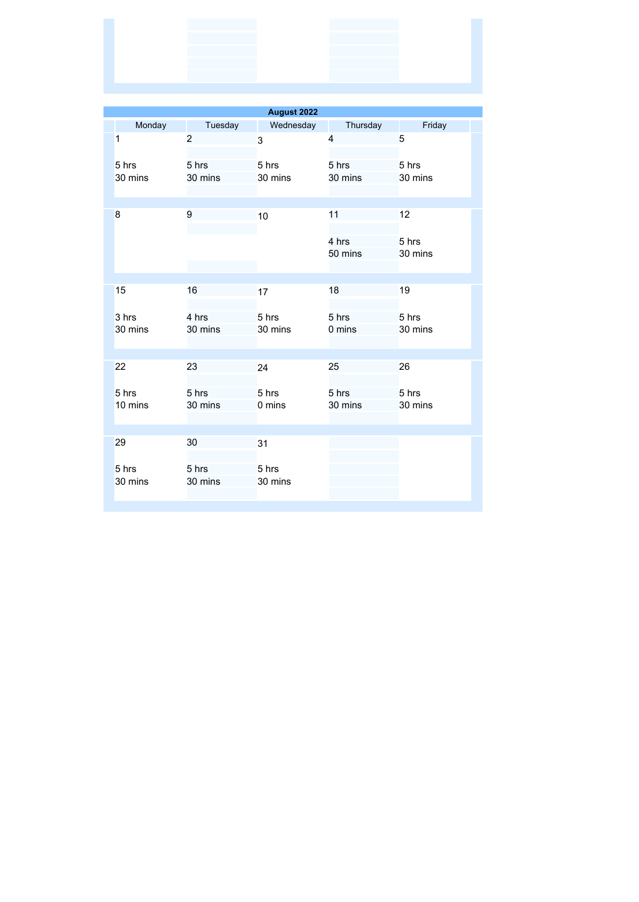| August 2022 | | | | |
|---|---|---|---|---|
| Monday | Tuesday | Wednesday | Thursday | Friday |
| 1<br><br>5 hrs<br>30 mins | 2<br><br>5 hrs<br>30 mins | 3<br><br>5 hrs<br>30 mins | 4<br><br>5 hrs<br>30 mins | 5<br><br>5 hrs<br>30 mins |
| 8 | 9 | 10 | 11<br><br>4 hrs<br>50 mins | 12<br><br>5 hrs<br>30 mins |
| 15<br><br>3 hrs<br>30 mins | 16<br><br>4 hrs<br>30 mins | 17<br><br>5 hrs<br>30 mins | 18<br><br>5 hrs<br>0 mins | 19<br><br>5 hrs<br>30 mins |
| 22<br><br>5 hrs<br>10 mins | 23<br><br>5 hrs<br>30 mins | 24<br><br>5 hrs<br>0 mins | 25<br><br>5 hrs<br>30 mins | 26<br><br>5 hrs<br>30 mins |
| 29<br><br>5 hrs<br>30 mins | 30<br><br>5 hrs<br>30 mins | 31<br><br>5 hrs<br>30 mins | | |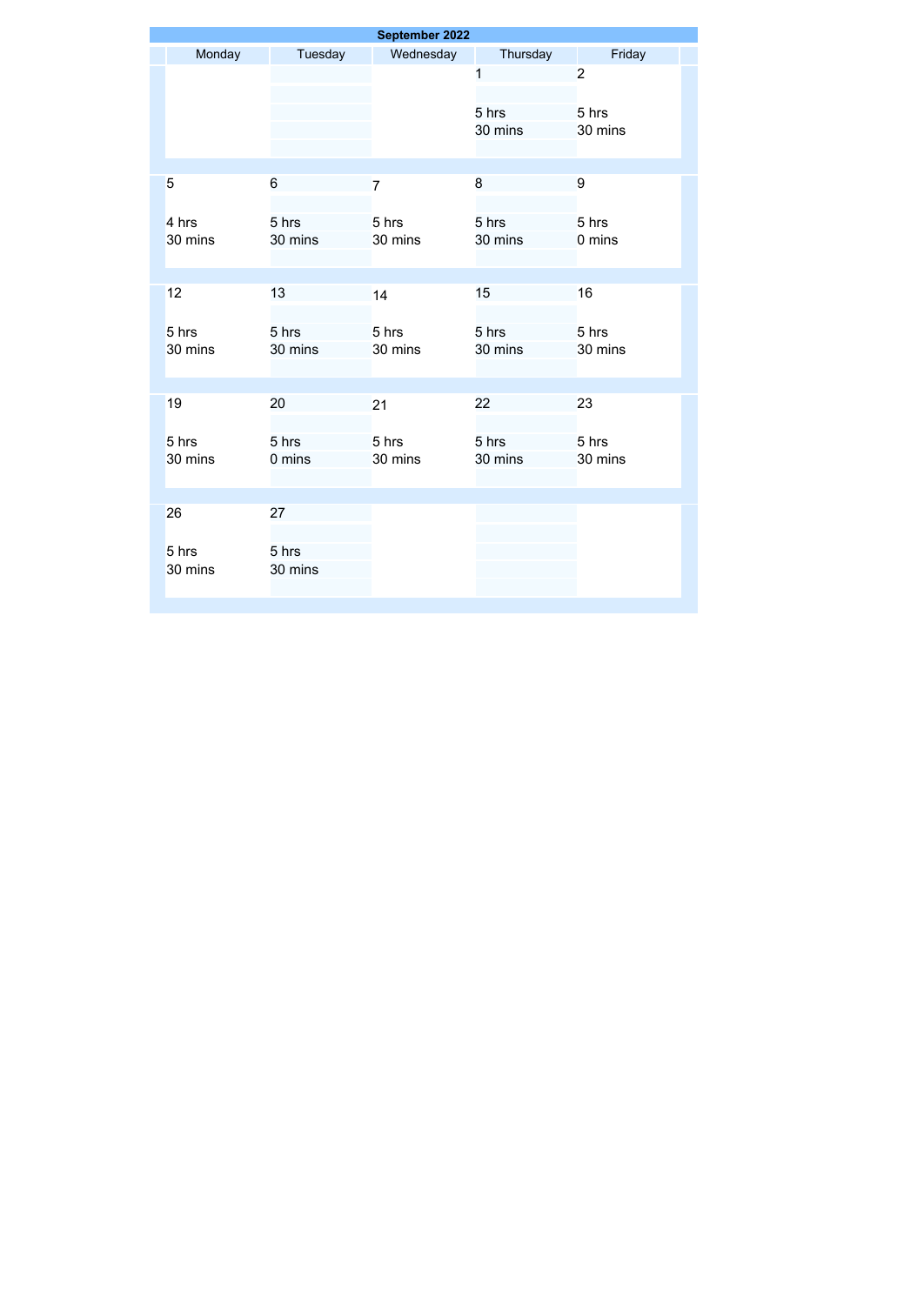**September 2022**

| Monday | Tuesday | Wednesday | Thursday | Friday |
| --- | --- | --- | --- | --- |
| | | | 1<br><br>5 hrs<br>30 mins | 2<br><br>5 hrs<br>30 mins |
| 5<br><br>4 hrs<br>30 mins | 6<br><br>5 hrs<br>30 mins | 7<br><br>5 hrs<br>30 mins | 8<br><br>5 hrs<br>30 mins | 9<br><br>5 hrs<br>0 mins |
| 12<br><br>5 hrs<br>30 mins | 13<br><br>5 hrs<br>30 mins | 14<br><br>5 hrs<br>30 mins | 15<br><br>5 hrs<br>30 mins | 16<br><br>5 hrs<br>30 mins |
| 19<br><br>5 hrs<br>30 mins | 20<br><br>5 hrs<br>0 mins | 21<br><br>5 hrs<br>30 mins | 22<br><br>5 hrs<br>30 mins | 23<br><br>5 hrs<br>30 mins |
| 26<br><br>5 hrs<br>30 mins | 27<br><br>5 hrs<br>30 mins | | | |